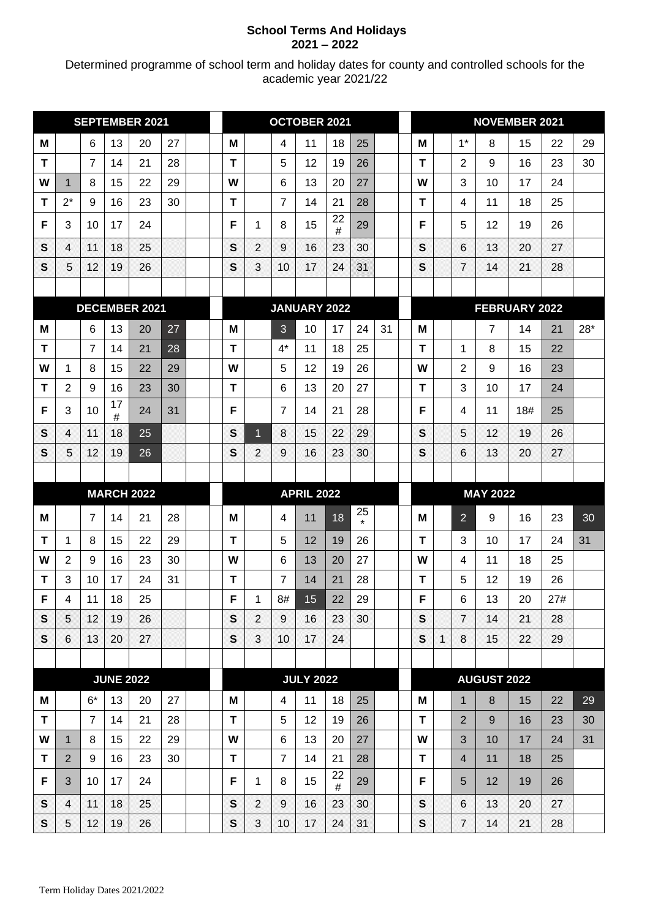**School Terms And Holidays**
**2021 – 2022**

Determined programme of school term and holiday dates for county and controlled schools for the academic year 2021/22

**SEPTEMBER 2021**

| | | | | | | |
|---|---|---|---|---|---|---|
| M | | 6 | 13 | 20 | 27 | |
| T | | 7 | 14 | 21 | 28 | |
| W | 1 | 8 | 15 | 22 | 29 | |
| T | 2* | 9 | 16 | 23 | 30 | |
| F | 3 | 10 | 17 | 24 | | |
| S | 4 | 11 | 18 | 25 | | |
| S | 5 | 12 | 19 | 26 | | |

**OCTOBER 2021**

| | | | | | | |
|---|---|---|---|---|---|---|
| M | | 4 | 11 | 18 | 25 | |
| T | | 5 | 12 | 19 | 26 | |
| W | | 6 | 13 | 20 | 27 | |
| T | | 7 | 14 | 21 | 28 | |
| F | 1 | 8 | 15 | 22 # | 29 | |
| S | 2 | 9 | 16 | 23 | 30 | |
| S | 3 | 10 | 17 | 24 | 31 | |

**NOVEMBER 2021**

| | | | | | | |
|---|---|---|---|---|---|---|
| M | | 1* | 8 | 15 | 22 | 29 |
| T | | 2 | 9 | 16 | 23 | 30 |
| W | | 3 | 10 | 17 | 24 | |
| T | | 4 | 11 | 18 | 25 | |
| F | | 5 | 12 | 19 | 26 | |
| S | | 6 | 13 | 20 | 27 | |
| S | | 7 | 14 | 21 | 28 | |

**DECEMBER 2021**

| | | | | | | |
|---|---|---|---|---|---|---|
| M | | 6 | 13 | 20 | 27 | |
| T | | 7 | 14 | 21 | 28 | |
| W | 1 | 8 | 15 | 22 | 29 | |
| T | 2 | 9 | 16 | 23 | 30 | |
| F | 3 | 10 | 17 # | 24 | 31 | |
| S | 4 | 11 | 18 | 25 | | |
| S | 5 | 12 | 19 | 26 | | |

**JANUARY 2022**

| | | | | | | |
|---|---|---|---|---|---|---|
| M | | 3 | 10 | 17 | 24 | 31 |
| T | | 4* | 11 | 18 | 25 | |
| W | | 5 | 12 | 19 | 26 | |
| T | | 6 | 13 | 20 | 27 | |
| F | | 7 | 14 | 21 | 28 | |
| S | 1 | 8 | 15 | 22 | 29 | |
| S | 2 | 9 | 16 | 23 | 30 | |

**FEBRUARY 2022**

| | | | | | | |
|---|---|---|---|---|---|---|
| M | | | 7 | 14 | 21 | 28* |
| T | | 1 | 8 | 15 | 22 | |
| W | | 2 | 9 | 16 | 23 | |
| T | | 3 | 10 | 17 | 24 | |
| F | | 4 | 11 | 18# | 25 | |
| S | | 5 | 12 | 19 | 26 | |
| S | | 6 | 13 | 20 | 27 | |

**MARCH 2022**

| | | | | | | |
|---|---|---|---|---|---|---|
| M | | 7 | 14 | 21 | 28 | |
| T | 1 | 8 | 15 | 22 | 29 | |
| W | 2 | 9 | 16 | 23 | 30 | |
| T | 3 | 10 | 17 | 24 | 31 | |
| F | 4 | 11 | 18 | 25 | | |
| S | 5 | 12 | 19 | 26 | | |
| S | 6 | 13 | 20 | 27 | | |

**APRIL 2022**

| | | | | | | |
|---|---|---|---|---|---|---|
| M | | 4 | 11 | 18 | 25 * | |
| T | | 5 | 12 | 19 | 26 | |
| W | | 6 | 13 | 20 | 27 | |
| T | | 7 | 14 | 21 | 28 | |
| F | 1 | 8# | 15 | 22 | 29 | |
| S | 2 | 9 | 16 | 23 | 30 | |
| S | 3 | 10 | 17 | 24 | | |

**MAY 2022**

| | | | | | | |
|---|---|---|---|---|---|---|
| M | | 2 | 9 | 16 | 23 | 30 |
| T | | 3 | 10 | 17 | 24 | 31 |
| W | | 4 | 11 | 18 | 25 | |
| T | | 5 | 12 | 19 | 26 | |
| F | | 6 | 13 | 20 | 27# | |
| S | | 7 | 14 | 21 | 28 | |
| S | 1 | 8 | 15 | 22 | 29 | |

**JUNE 2022**

| | | | | | | |
|---|---|---|---|---|---|---|
| M | | 6* | 13 | 20 | 27 | |
| T | | 7 | 14 | 21 | 28 | |
| W | 1 | 8 | 15 | 22 | 29 | |
| T | 2 | 9 | 16 | 23 | 30 | |
| F | 3 | 10 | 17 | 24 | | |
| S | 4 | 11 | 18 | 25 | | |
| S | 5 | 12 | 19 | 26 | | |

**JULY 2022**

| | | | | | | |
|---|---|---|---|---|---|---|
| M | | 4 | 11 | 18 | 25 | |
| T | | 5 | 12 | 19 | 26 | |
| W | | 6 | 13 | 20 | 27 | |
| T | | 7 | 14 | 21 | 28 | |
| F | 1 | 8 | 15 | 22 # | 29 | |
| S | 2 | 9 | 16 | 23 | 30 | |
| S | 3 | 10 | 17 | 24 | 31 | |

**AUGUST 2022**

| | | | | | | |
|---|---|---|---|---|---|---|
| M | | 1 | 8 | 15 | 22 | 29 |
| T | | 2 | 9 | 16 | 23 | 30 |
| W | | 3 | 10 | 17 | 24 | 31 |
| T | | 4 | 11 | 18 | 25 | |
| F | | 5 | 12 | 19 | 26 | |
| S | | 6 | 13 | 20 | 27 | |
| S | | 7 | 14 | 21 | 28 | |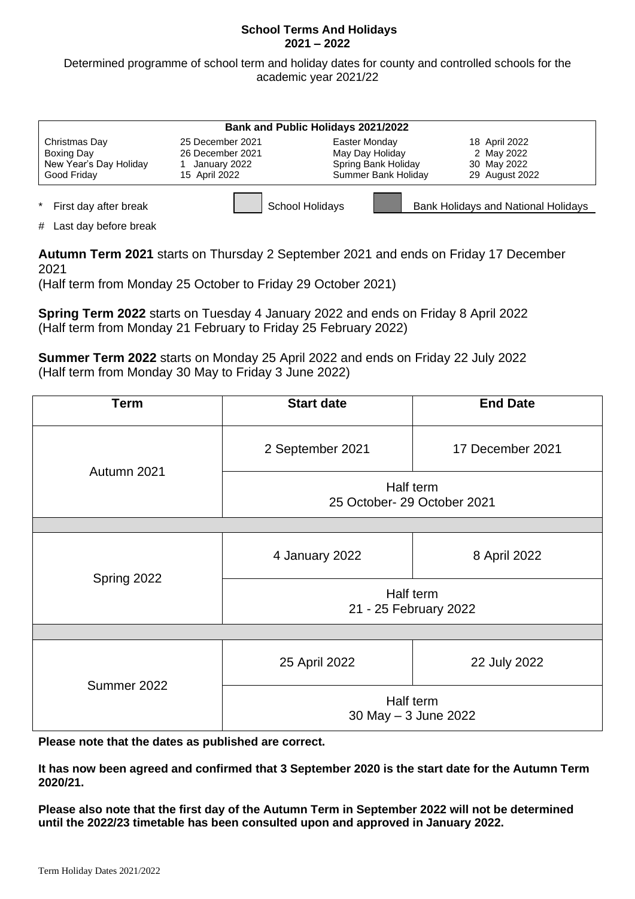# School Terms And Holidays 2021 – 2022

Determined programme of school term and holiday dates for county and controlled schools for the academic year 2021/22

| Bank and Public Holidays 2021/2022 | | | |
|---|---|---|---|
| Christmas Day | 25 December 2021 | Easter Monday | 18 April 2022 |
| Boxing Day | 26 December 2021 | May Day Holiday | 2 May 2022 |
| New Year's Day Holiday | 1 January 2022 | Spring Bank Holiday | 30 May 2022 |
| Good Friday | 15 April 2022 | Summer Bank Holiday | 29 August 2022 |

\* First day after break

School Holidays

Bank Holidays and National Holidays

\# Last day before break

**Autumn Term 2021** starts on Thursday 2 September 2021 and ends on Friday 17 December 2021
(Half term from Monday 25 October to Friday 29 October 2021)

**Spring Term 2022** starts on Tuesday 4 January 2022 and ends on Friday 8 April 2022
(Half term from Monday 21 February to Friday 25 February 2022)

**Summer Term 2022** starts on Monday 25 April 2022 and ends on Friday 22 July 2022
(Half term from Monday 30 May to Friday 3 June 2022)

| Term | Start date | End Date |
|---|---|---|
| Autumn 2021 | 2 September 2021 | 17 December 2021 |
| | Half term 25 October- 29 October 2021 | |
| | | |
| Spring 2022 | 4 January 2022 | 8 April 2022 |
| | Half term 21 - 25 February 2022 | |
| | | |
| Summer 2022 | 25 April 2022 | 22 July 2022 |
| | Half term 30 May – 3 June 2022 | |

**Please note that the dates as published are correct.**

**It has now been agreed and confirmed that 3 September 2020 is the start date for the Autumn Term 2020/21.**

**Please also note that the first day of the Autumn Term in September 2022 will not be determined until the 2022/23 timetable has been consulted upon and approved in January 2022.**